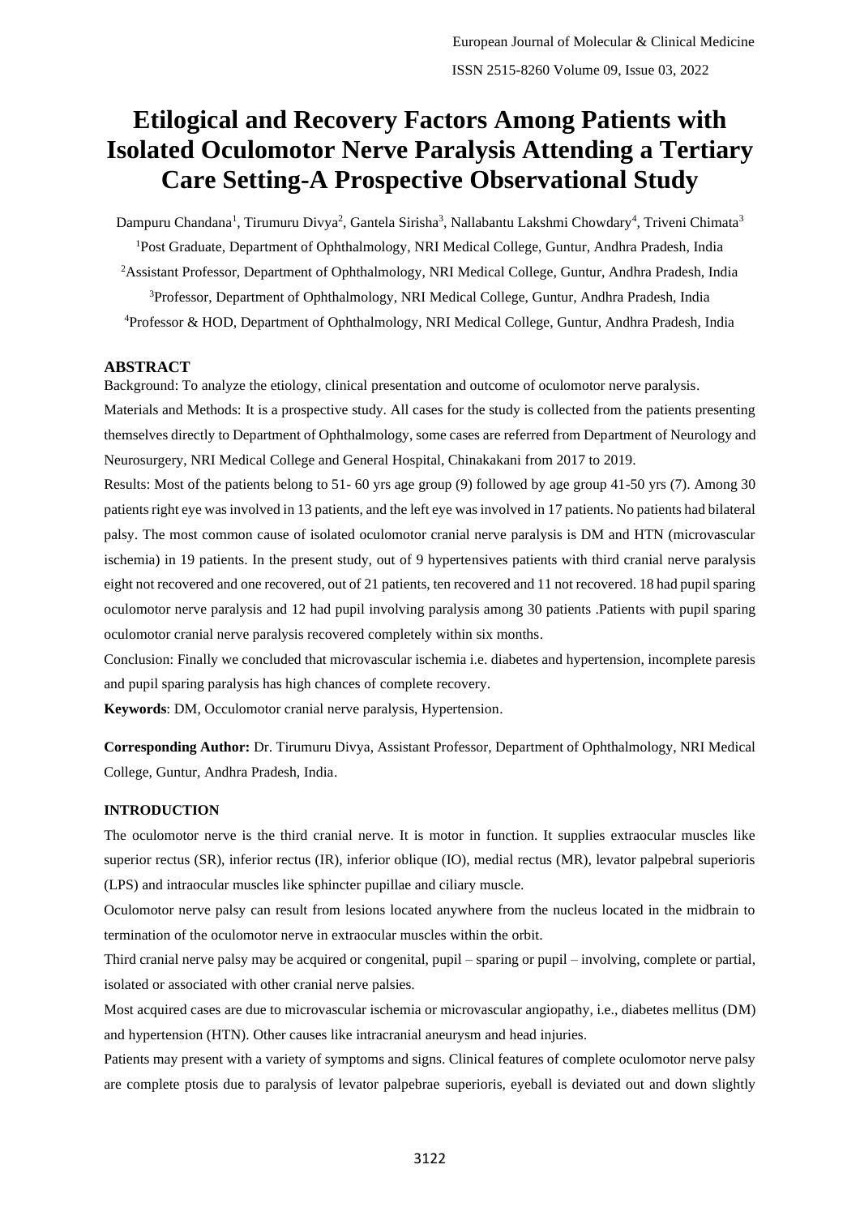# Etilogical and Recovery Factors Among Patients with Isolated Oculomotor Nerve Paralysis Attending a Tertiary Care Setting-A Prospective Observational Study

Dampuru Chandana[1], Tirumuru Divya[2], Gantela Sirisha[3], Nallabantu Lakshmi Chowdary[4], Triveni Chimata[3]

[1]Post Graduate, Department of Ophthalmology, NRI Medical College, Guntur, Andhra Pradesh, India

[2]Assistant Professor, Department of Ophthalmology, NRI Medical College, Guntur, Andhra Pradesh, India

[3]Professor, Department of Ophthalmology, NRI Medical College, Guntur, Andhra Pradesh, India

[4]Professor & HOD, Department of Ophthalmology, NRI Medical College, Guntur, Andhra Pradesh, India

## ABSTRACT

Background: To analyze the etiology, clinical presentation and outcome of oculomotor nerve paralysis.

Materials and Methods: It is a prospective study. All cases for the study is collected from the patients presenting themselves directly to Department of Ophthalmology, some cases are referred from Department of Neurology and Neurosurgery, NRI Medical College and General Hospital, Chinakakani from 2017 to 2019.

Results: Most of the patients belong to 51- 60 yrs age group (9) followed by age group 41-50 yrs (7). Among 30 patients right eye was involved in 13 patients, and the left eye was involved in 17 patients. No patients had bilateral palsy. The most common cause of isolated oculomotor cranial nerve paralysis is DM and HTN (microvascular ischemia) in 19 patients. In the present study, out of 9 hypertensives patients with third cranial nerve paralysis eight not recovered and one recovered, out of 21 patients, ten recovered and 11 not recovered. 18 had pupil sparing oculomotor nerve paralysis and 12 had pupil involving paralysis among 30 patients .Patients with pupil sparing oculomotor cranial nerve paralysis recovered completely within six months.

Conclusion: Finally we concluded that microvascular ischemia i.e. diabetes and hypertension, incomplete paresis and pupil sparing paralysis has high chances of complete recovery.

**Keywords**: DM, Occulomotor cranial nerve paralysis, Hypertension.

**Corresponding Author:** Dr. Tirumuru Divya, Assistant Professor, Department of Ophthalmology, NRI Medical College, Guntur, Andhra Pradesh, India.

## INTRODUCTION

The oculomotor nerve is the third cranial nerve. It is motor in function. It supplies extraocular muscles like superior rectus (SR), inferior rectus (IR), inferior oblique (IO), medial rectus (MR), levator palpebral superioris (LPS) and intraocular muscles like sphincter pupillae and ciliary muscle.

Oculomotor nerve palsy can result from lesions located anywhere from the nucleus located in the midbrain to termination of the oculomotor nerve in extraocular muscles within the orbit.

Third cranial nerve palsy may be acquired or congenital, pupil – sparing or pupil – involving, complete or partial, isolated or associated with other cranial nerve palsies.

Most acquired cases are due to microvascular ischemia or microvascular angiopathy, i.e., diabetes mellitus (DM) and hypertension (HTN). Other causes like intracranial aneurysm and head injuries.

Patients may present with a variety of symptoms and signs. Clinical features of complete oculomotor nerve palsy are complete ptosis due to paralysis of levator palpebrae superioris, eyeball is deviated out and down slightly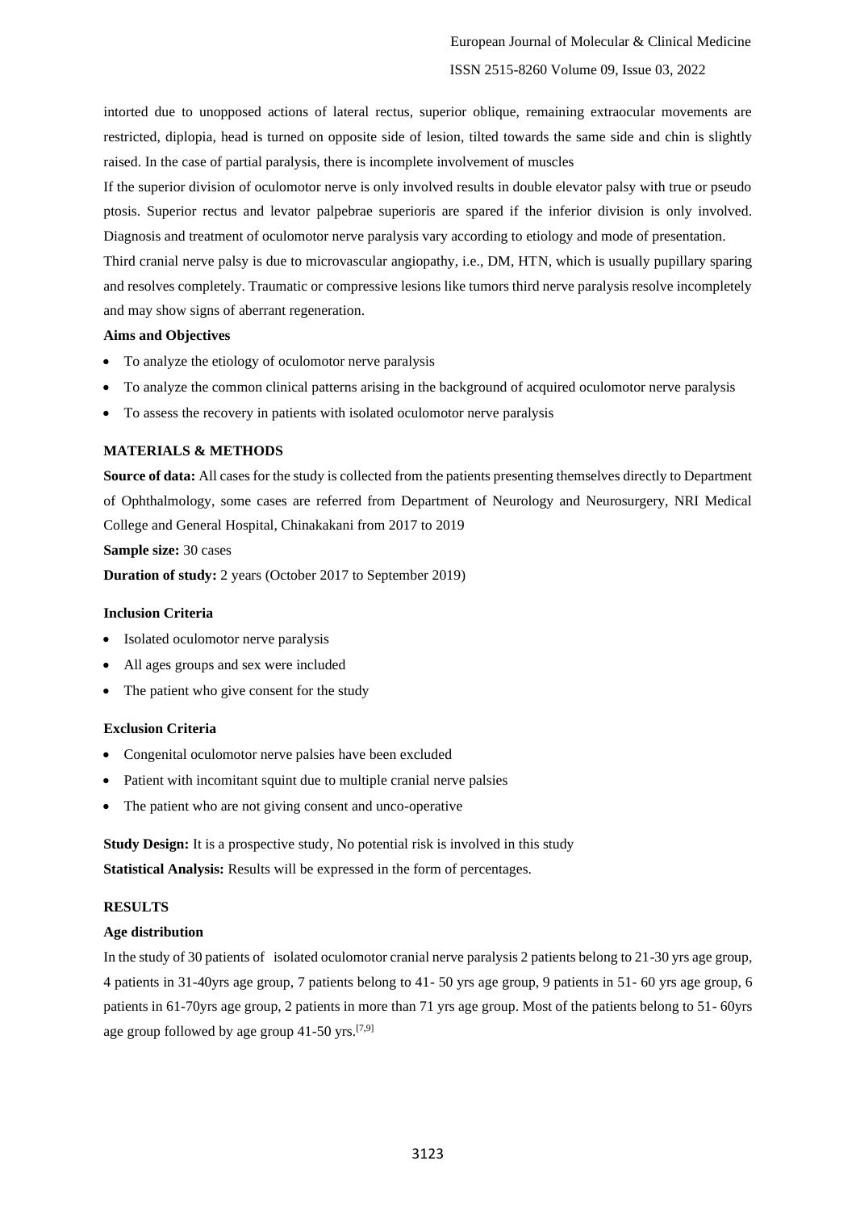intorted due to unopposed actions of lateral rectus, superior oblique, remaining extraocular movements are restricted, diplopia, head is turned on opposite side of lesion, tilted towards the same side and chin is slightly raised. In the case of partial paralysis, there is incomplete involvement of muscles

If the superior division of oculomotor nerve is only involved results in double elevator palsy with true or pseudo ptosis. Superior rectus and levator palpebrae superioris are spared if the inferior division is only involved. Diagnosis and treatment of oculomotor nerve paralysis vary according to etiology and mode of presentation.

Third cranial nerve palsy is due to microvascular angiopathy, i.e., DM, HTN, which is usually pupillary sparing and resolves completely. Traumatic or compressive lesions like tumors third nerve paralysis resolve incompletely and may show signs of aberrant regeneration.

**Aims and Objectives**

- To analyze the etiology of oculomotor nerve paralysis
- To analyze the common clinical patterns arising in the background of acquired oculomotor nerve paralysis
- To assess the recovery in patients with isolated oculomotor nerve paralysis

## MATERIALS & METHODS

**Source of data:** All cases for the study is collected from the patients presenting themselves directly to Department of Ophthalmology, some cases are referred from Department of Neurology and Neurosurgery, NRI Medical College and General Hospital, Chinakakani from 2017 to 2019

**Sample size:** 30 cases

**Duration of study:** 2 years (October 2017 to September 2019)

**Inclusion Criteria**

- Isolated oculomotor nerve paralysis
- All ages groups and sex were included
- The patient who give consent for the study

**Exclusion Criteria**

- Congenital oculomotor nerve palsies have been excluded
- Patient with incomitant squint due to multiple cranial nerve palsies
- The patient who are not giving consent and unco-operative

**Study Design:** It is a prospective study, No potential risk is involved in this study

**Statistical Analysis:** Results will be expressed in the form of percentages.

## RESULTS

**Age distribution**

In the study of 30 patients of isolated oculomotor cranial nerve paralysis 2 patients belong to 21-30 yrs age group, 4 patients in 31-40yrs age group, 7 patients belong to 41- 50 yrs age group, 9 patients in 51- 60 yrs age group, 6 patients in 61-70yrs age group, 2 patients in more than 71 yrs age group. Most of the patients belong to 51- 60yrs age group followed by age group 41-50 yrs.[7,9]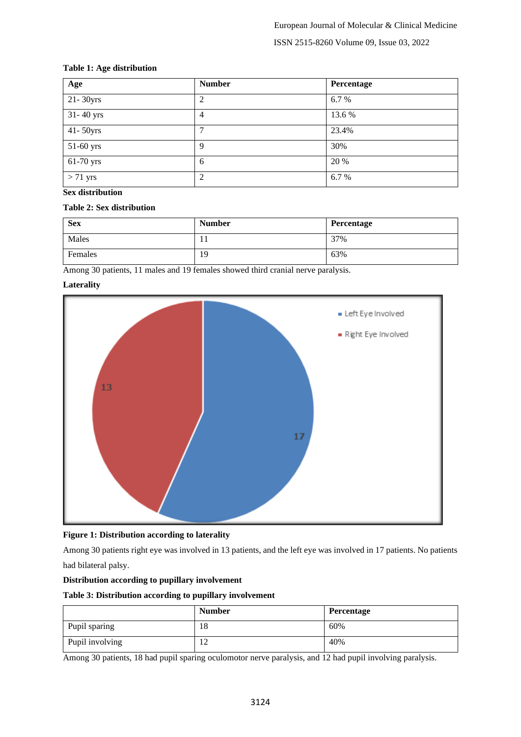**Table 1: Age distribution**

| Age | Number | Percentage |
|---|---|---|
| 21- 30yrs | 2 | 6.7 % |
| 31- 40 yrs | 4 | 13.6 % |
| 41- 50yrs | 7 | 23.4% |
| 51-60 yrs | 9 | 30% |
| 61-70 yrs | 6 | 20 % |
| > 71 yrs | 2 | 6.7 % |

**Sex distribution**

**Table 2: Sex distribution**

| Sex | Number | Percentage |
|---|---|---|
| Males | 11 | 37% |
| Females | 19 | 63% |

Among 30 patients, 11 males and 19 females showed third cranial nerve paralysis.

**Laterality**

**Figure 1: Distribution according to laterality**

Among 30 patients right eye was involved in 13 patients, and the left eye was involved in 17 patients. No patients had bilateral palsy.

**Distribution according to pupillary involvement**

**Table 3: Distribution according to pupillary involvement**

| | Number | Percentage |
|---|---|---|
| Pupil sparing | 18 | 60% |
| Pupil involving | 12 | 40% |

Among 30 patients, 18 had pupil sparing oculomotor nerve paralysis, and 12 had pupil involving paralysis.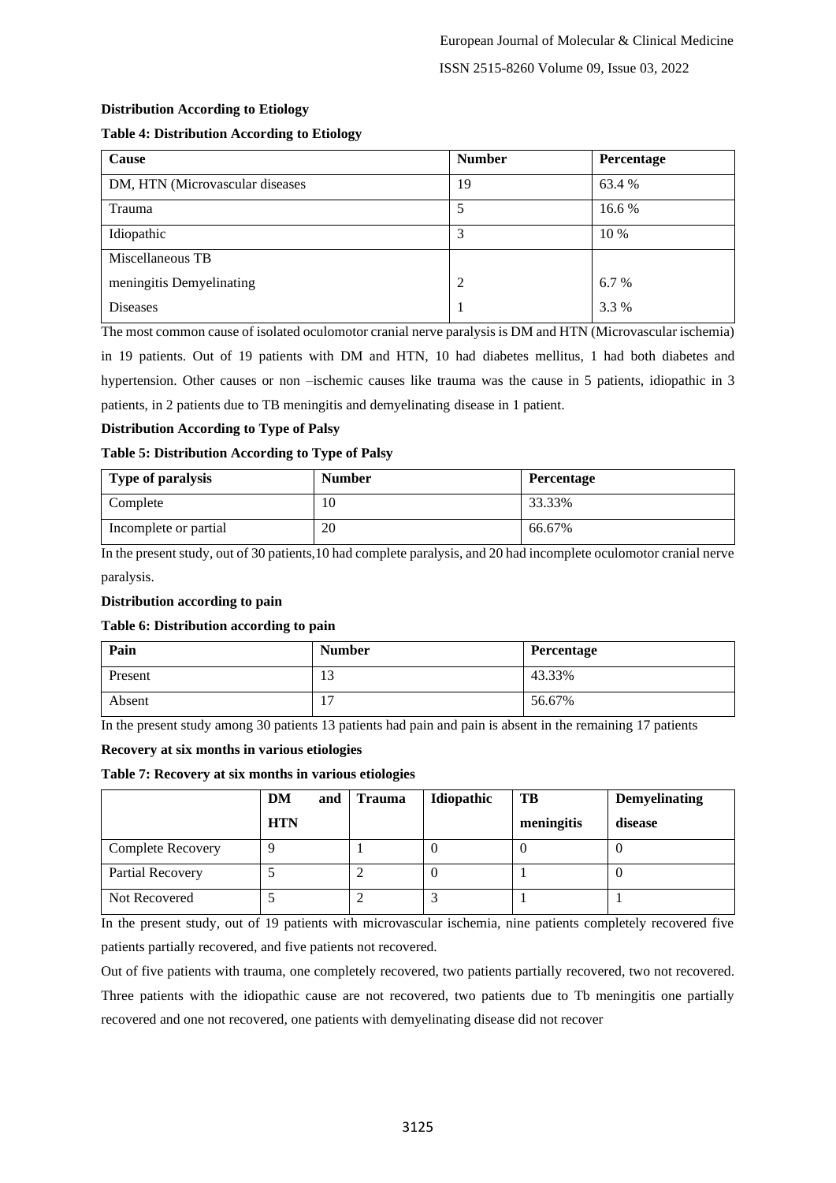**Distribution According to Etiology**

**Table 4: Distribution According to Etiology**

| Cause | Number | Percentage |
|---|---|---|
| DM, HTN (Microvascular diseases | 19 | 63.4 % |
| Trauma | 5 | 16.6 % |
| Idiopathic | 3 | 10 % |
| Miscellaneous TB meningitis Demyelinating Diseases | 2<br>1 | 6.7 %<br>3.3 % |

The most common cause of isolated oculomotor cranial nerve paralysis is DM and HTN (Microvascular ischemia) in 19 patients. Out of 19 patients with DM and HTN, 10 had diabetes mellitus, 1 had both diabetes and hypertension. Other causes or non –ischemic causes like trauma was the cause in 5 patients, idiopathic in 3 patients, in 2 patients due to TB meningitis and demyelinating disease in 1 patient.

**Distribution According to Type of Palsy**

**Table 5: Distribution According to Type of Palsy**

| Type of paralysis | Number | Percentage |
|---|---|---|
| Complete | 10 | 33.33% |
| Incomplete or partial | 20 | 66.67% |

In the present study, out of 30 patients,10 had complete paralysis, and 20 had incomplete oculomotor cranial nerve paralysis.

**Distribution according to pain**

**Table 6: Distribution according to pain**

| Pain | Number | Percentage |
|---|---|---|
| Present | 13 | 43.33% |
| Absent | 17 | 56.67% |

In the present study among 30 patients 13 patients had pain and pain is absent in the remaining 17 patients

**Recovery at six months in various etiologies**

**Table 7: Recovery at six months in various etiologies**

| | DM and HTN | Trauma | Idiopathic | TB meningitis | Demyelinating disease |
|---|---|---|---|---|---|
| Complete Recovery | 9 | 1 | 0 | 0 | 0 |
| Partial Recovery | 5 | 2 | 0 | 1 | 0 |
| Not Recovered | 5 | 2 | 3 | 1 | 1 |

In the present study, out of 19 patients with microvascular ischemia, nine patients completely recovered five patients partially recovered, and five patients not recovered.

Out of five patients with trauma, one completely recovered, two patients partially recovered, two not recovered. Three patients with the idiopathic cause are not recovered, two patients due to Tb meningitis one partially recovered and one not recovered, one patients with demyelinating disease did not recover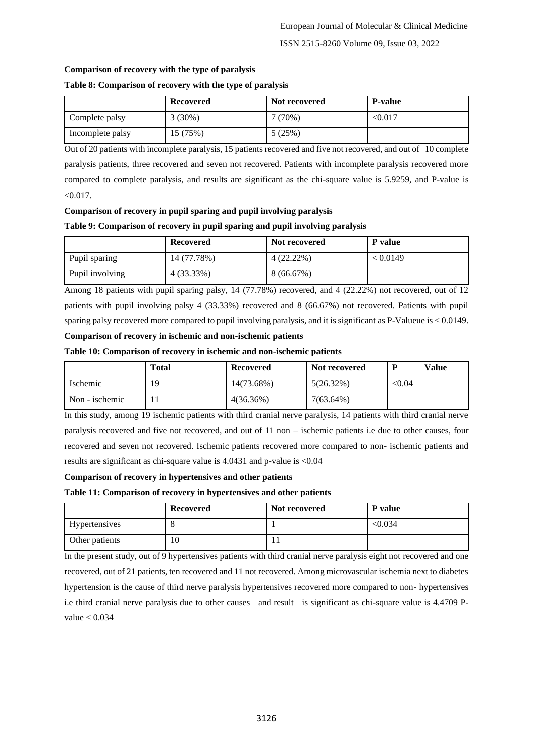**Comparison of recovery with the type of paralysis**

**Table 8: Comparison of recovery with the type of paralysis**

| | **Recovered** | **Not recovered** | **P-value** |
|---|---|---|---|
| Complete palsy | 3 (30%) | 7 (70%) | <0.017 |
| Incomplete palsy | 15 (75%) | 5 (25%) | |

Out of 20 patients with incomplete paralysis, 15 patients recovered and five not recovered, and out of 10 complete paralysis patients, three recovered and seven not recovered. Patients with incomplete paralysis recovered more compared to complete paralysis, and results are significant as the chi-square value is 5.9259, and P-value is <0.017.

**Comparison of recovery in pupil sparing and pupil involving paralysis**

**Table 9: Comparison of recovery in pupil sparing and pupil involving paralysis**

| | **Recovered** | **Not recovered** | **P value** |
|---|---|---|---|
| Pupil sparing | 14 (77.78%) | 4 (22.22%) | < 0.0149 |
| Pupil involving | 4 (33.33%) | 8 (66.67%) | |

Among 18 patients with pupil sparing palsy, 14 (77.78%) recovered, and 4 (22.22%) not recovered, out of 12 patients with pupil involving palsy 4 (33.33%) recovered and 8 (66.67%) not recovered. Patients with pupil sparing palsy recovered more compared to pupil involving paralysis, and it is significant as P-Valueue is < 0.0149.

**Comparison of recovery in ischemic and non-ischemic patients**

**Table 10: Comparison of recovery in ischemic and non-ischemic patients**

| | **Total** | **Recovered** | **Not recovered** | **P Value** |
|---|---|---|---|---|
| Ischemic | 19 | 14(73.68%) | 5(26.32%) | <0.04 |
| Non - ischemic | 11 | 4(36.36%) | 7(63.64%) | |

In this study, among 19 ischemic patients with third cranial nerve paralysis, 14 patients with third cranial nerve paralysis recovered and five not recovered, and out of 11 non – ischemic patients i.e due to other causes, four recovered and seven not recovered. Ischemic patients recovered more compared to non- ischemic patients and results are significant as chi-square value is 4.0431 and p-value is <0.04

**Comparison of recovery in hypertensives and other patients**

**Table 11: Comparison of recovery in hypertensives and other patients**

| | **Recovered** | **Not recovered** | **P value** |
|---|---|---|---|
| Hypertensives | 8 | 1 | <0.034 |
| Other patients | 10 | 11 | |

In the present study, out of 9 hypertensives patients with third cranial nerve paralysis eight not recovered and one recovered, out of 21 patients, ten recovered and 11 not recovered. Among microvascular ischemia next to diabetes hypertension is the cause of third nerve paralysis hypertensives recovered more compared to non- hypertensives i.e third cranial nerve paralysis due to other causes and result is significant as chi-square value is 4.4709 P-value < 0.034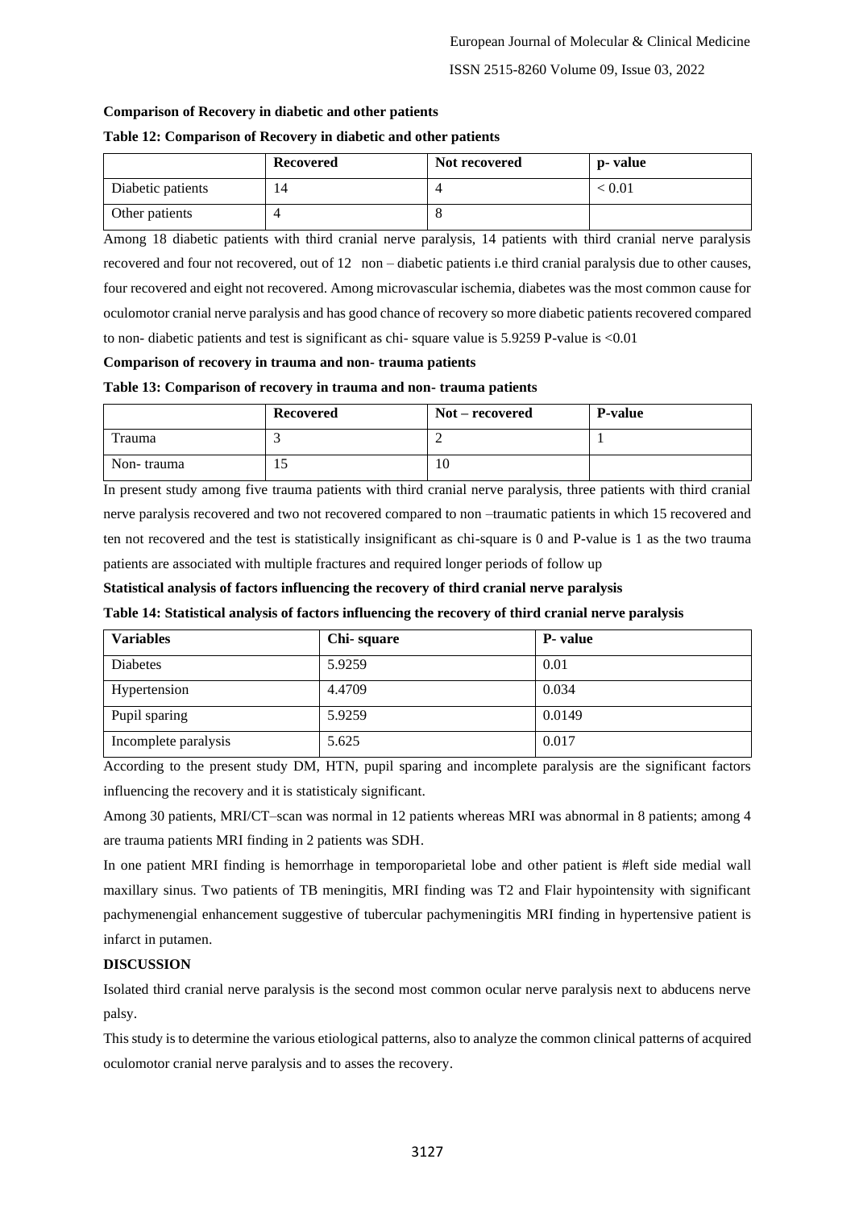**Comparison of Recovery in diabetic and other patients**

**Table 12: Comparison of Recovery in diabetic and other patients**

| | Recovered | Not recovered | p- value |
|---|---|---|---|
| Diabetic patients | 14 | 4 | < 0.01 |
| Other patients | 4 | 8 | |

Among 18 diabetic patients with third cranial nerve paralysis, 14 patients with third cranial nerve paralysis recovered and four not recovered, out of 12 non – diabetic patients i.e third cranial paralysis due to other causes, four recovered and eight not recovered. Among microvascular ischemia, diabetes was the most common cause for oculomotor cranial nerve paralysis and has good chance of recovery so more diabetic patients recovered compared to non- diabetic patients and test is significant as chi- square value is 5.9259 P-value is <0.01

**Comparison of recovery in trauma and non- trauma patients**

**Table 13: Comparison of recovery in trauma and non- trauma patients**

| | Recovered | Not – recovered | P-value |
|---|---|---|---|
| Trauma | 3 | 2 | 1 |
| Non- trauma | 15 | 10 | |

In present study among five trauma patients with third cranial nerve paralysis, three patients with third cranial nerve paralysis recovered and two not recovered compared to non –traumatic patients in which 15 recovered and ten not recovered and the test is statistically insignificant as chi-square is 0 and P-value is 1 as the two trauma patients are associated with multiple fractures and required longer periods of follow up

**Statistical analysis of factors influencing the recovery of third cranial nerve paralysis**

**Table 14: Statistical analysis of factors influencing the recovery of third cranial nerve paralysis**

| Variables | Chi- square | P- value |
|---|---|---|
| Diabetes | 5.9259 | 0.01 |
| Hypertension | 4.4709 | 0.034 |
| Pupil sparing | 5.9259 | 0.0149 |
| Incomplete paralysis | 5.625 | 0.017 |

According to the present study DM, HTN, pupil sparing and incomplete paralysis are the significant factors influencing the recovery and it is statisticaly significant.

Among 30 patients, MRI/CT–scan was normal in 12 patients whereas MRI was abnormal in 8 patients; among 4 are trauma patients MRI finding in 2 patients was SDH.

In one patient MRI finding is hemorrhage in temporoparietal lobe and other patient is #left side medial wall maxillary sinus. Two patients of TB meningitis, MRI finding was T2 and Flair hypointensity with significant pachymenengial enhancement suggestive of tubercular pachymeningitis MRI finding in hypertensive patient is infarct in putamen.

## DISCUSSION

Isolated third cranial nerve paralysis is the second most common ocular nerve paralysis next to abducens nerve palsy.

This study is to determine the various etiological patterns, also to analyze the common clinical patterns of acquired oculomotor cranial nerve paralysis and to asses the recovery.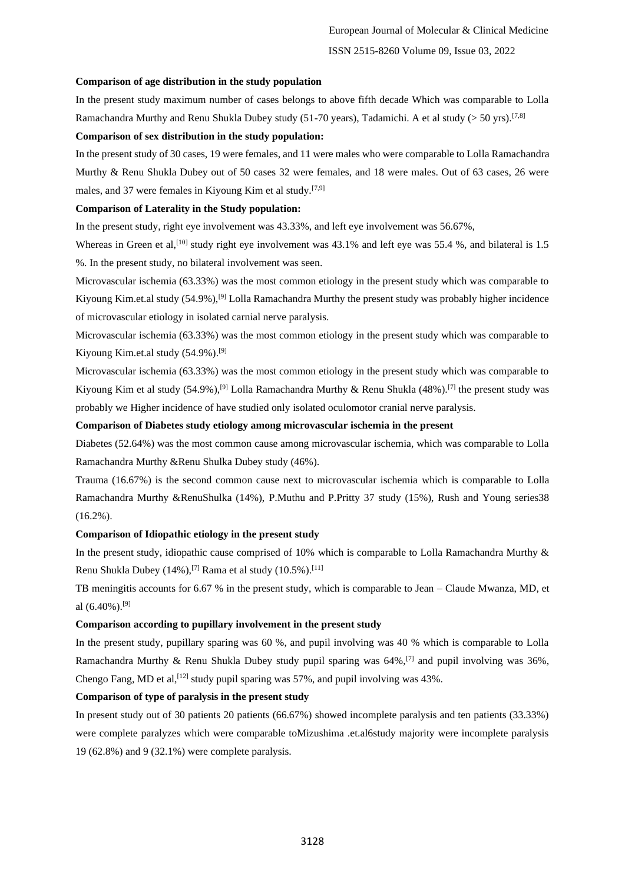**Comparison of age distribution in the study population**

In the present study maximum number of cases belongs to above fifth decade Which was comparable to Lolla Ramachandra Murthy and Renu Shukla Dubey study (51-70 years), Tadamichi. A et al study (> 50 yrs).[7,8]

**Comparison of sex distribution in the study population:**

In the present study of 30 cases, 19 were females, and 11 were males who were comparable to Lolla Ramachandra Murthy & Renu Shukla Dubey out of 50 cases 32 were females, and 18 were males. Out of 63 cases, 26 were males, and 37 were females in Kiyoung Kim et al study.[7,9]

**Comparison of Laterality in the Study population:**

In the present study, right eye involvement was 43.33%, and left eye involvement was 56.67%,

Whereas in Green et al,[10] study right eye involvement was 43.1% and left eye was 55.4 %, and bilateral is 1.5 %. In the present study, no bilateral involvement was seen.

Microvascular ischemia (63.33%) was the most common etiology in the present study which was comparable to Kiyoung Kim.et.al study (54.9%),[9] Lolla Ramachandra Murthy the present study was probably higher incidence of microvascular etiology in isolated carnial nerve paralysis.

Microvascular ischemia (63.33%) was the most common etiology in the present study which was comparable to Kiyoung Kim.et.al study (54.9%).[9]

Microvascular ischemia (63.33%) was the most common etiology in the present study which was comparable to Kiyoung Kim et al study (54.9%),[9] Lolla Ramachandra Murthy & Renu Shukla (48%).[7] the present study was probably we Higher incidence of have studied only isolated oculomotor cranial nerve paralysis.

**Comparison of Diabetes study etiology among microvascular ischemia in the present**

Diabetes (52.64%) was the most common cause among microvascular ischemia, which was comparable to Lolla Ramachandra Murthy &Renu Shulka Dubey study (46%).

Trauma (16.67%) is the second common cause next to microvascular ischemia which is comparable to Lolla Ramachandra Murthy &RenuShulka (14%), P.Muthu and P.Pritty 37 study (15%), Rush and Young series38 (16.2%).

**Comparison of Idiopathic etiology in the present study**

In the present study, idiopathic cause comprised of 10% which is comparable to Lolla Ramachandra Murthy & Renu Shukla Dubey (14%),[7] Rama et al study (10.5%).[11]

TB meningitis accounts for 6.67 % in the present study, which is comparable to Jean – Claude Mwanza, MD, et al (6.40%).[9]

**Comparison according to pupillary involvement in the present study**

In the present study, pupillary sparing was 60 %, and pupil involving was 40 % which is comparable to Lolla Ramachandra Murthy & Renu Shukla Dubey study pupil sparing was 64%,[7] and pupil involving was 36%, Chengo Fang, MD et al,[12] study pupil sparing was 57%, and pupil involving was 43%.

**Comparison of type of paralysis in the present study**

In present study out of 30 patients 20 patients (66.67%) showed incomplete paralysis and ten patients (33.33%) were complete paralyzes which were comparable toMizushima .et.al6study majority were incomplete paralysis 19 (62.8%) and 9 (32.1%) were complete paralysis.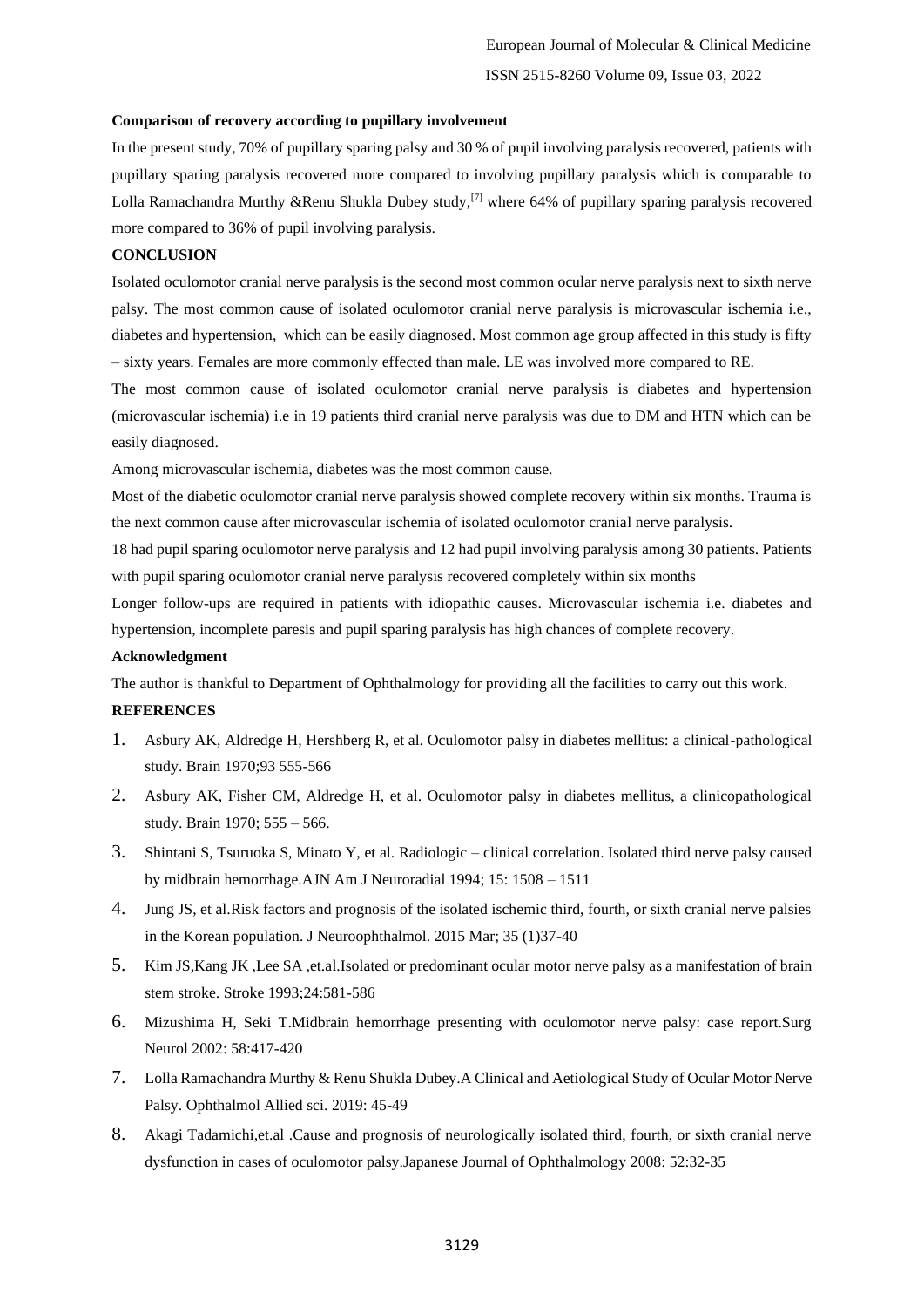**Comparison of recovery according to pupillary involvement**

In the present study, 70% of pupillary sparing palsy and 30 % of pupil involving paralysis recovered, patients with pupillary sparing paralysis recovered more compared to involving pupillary paralysis which is comparable to Lolla Ramachandra Murthy &Renu Shukla Dubey study,[7] where 64% of pupillary sparing paralysis recovered more compared to 36% of pupil involving paralysis.

**CONCLUSION**

Isolated oculomotor cranial nerve paralysis is the second most common ocular nerve paralysis next to sixth nerve palsy. The most common cause of isolated oculomotor cranial nerve paralysis is microvascular ischemia i.e., diabetes and hypertension, which can be easily diagnosed. Most common age group affected in this study is fifty – sixty years. Females are more commonly effected than male. LE was involved more compared to RE.

The most common cause of isolated oculomotor cranial nerve paralysis is diabetes and hypertension (microvascular ischemia) i.e in 19 patients third cranial nerve paralysis was due to DM and HTN which can be easily diagnosed.

Among microvascular ischemia, diabetes was the most common cause.

Most of the diabetic oculomotor cranial nerve paralysis showed complete recovery within six months. Trauma is the next common cause after microvascular ischemia of isolated oculomotor cranial nerve paralysis.

18 had pupil sparing oculomotor nerve paralysis and 12 had pupil involving paralysis among 30 patients. Patients with pupil sparing oculomotor cranial nerve paralysis recovered completely within six months

Longer follow-ups are required in patients with idiopathic causes. Microvascular ischemia i.e. diabetes and hypertension, incomplete paresis and pupil sparing paralysis has high chances of complete recovery.

**Acknowledgment**

The author is thankful to Department of Ophthalmology for providing all the facilities to carry out this work.

**REFERENCES**

1. Asbury AK, Aldredge H, Hershberg R, et al. Oculomotor palsy in diabetes mellitus: a clinical-pathological study. Brain 1970;93 555-566
2. Asbury AK, Fisher CM, Aldredge H, et al. Oculomotor palsy in diabetes mellitus, a clinicopathological study. Brain 1970; 555 – 566.
3. Shintani S, Tsuruoka S, Minato Y, et al. Radiologic – clinical correlation. Isolated third nerve palsy caused by midbrain hemorrhage.AJN Am J Neuroradial 1994; 15: 1508 – 1511
4. Jung JS, et al.Risk factors and prognosis of the isolated ischemic third, fourth, or sixth cranial nerve palsies in the Korean population. J Neuroophthalmol. 2015 Mar; 35 (1)37-40
5. Kim JS,Kang JK ,Lee SA ,et.al.Isolated or predominant ocular motor nerve palsy as a manifestation of brain stem stroke. Stroke 1993;24:581-586
6. Mizushima H, Seki T.Midbrain hemorrhage presenting with oculomotor nerve palsy: case report.Surg Neurol 2002: 58:417-420
7. Lolla Ramachandra Murthy & Renu Shukla Dubey.A Clinical and Aetiological Study of Ocular Motor Nerve Palsy. Ophthalmol Allied sci. 2019: 45-49
8. Akagi Tadamichi,et.al .Cause and prognosis of neurologically isolated third, fourth, or sixth cranial nerve dysfunction in cases of oculomotor palsy.Japanese Journal of Ophthalmology 2008: 52:32-35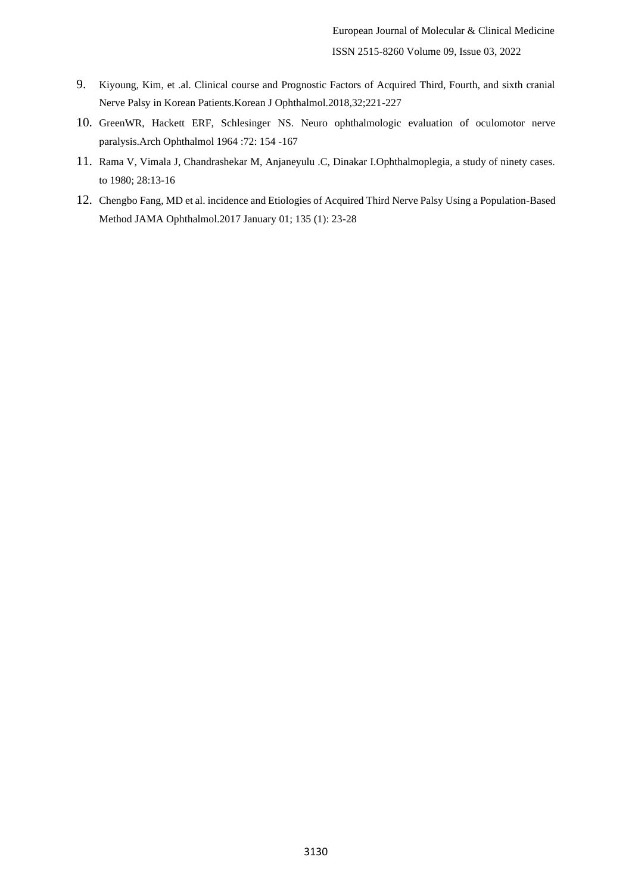9. Kiyoung, Kim, et .al. Clinical course and Prognostic Factors of Acquired Third, Fourth, and sixth cranial Nerve Palsy in Korean Patients.Korean J Ophthalmol.2018,32;221-227
10. GreenWR, Hackett ERF, Schlesinger NS. Neuro ophthalmologic evaluation of oculomotor nerve paralysis.Arch Ophthalmol 1964 :72: 154 -167
11. Rama V, Vimala J, Chandrashekar M, Anjaneyulu .C, Dinakar I.Ophthalmoplegia, a study of ninety cases. to 1980; 28:13-16
12. Chengbo Fang, MD et al. incidence and Etiologies of Acquired Third Nerve Palsy Using a Population-Based Method JAMA Ophthalmol.2017 January 01; 135 (1): 23-28